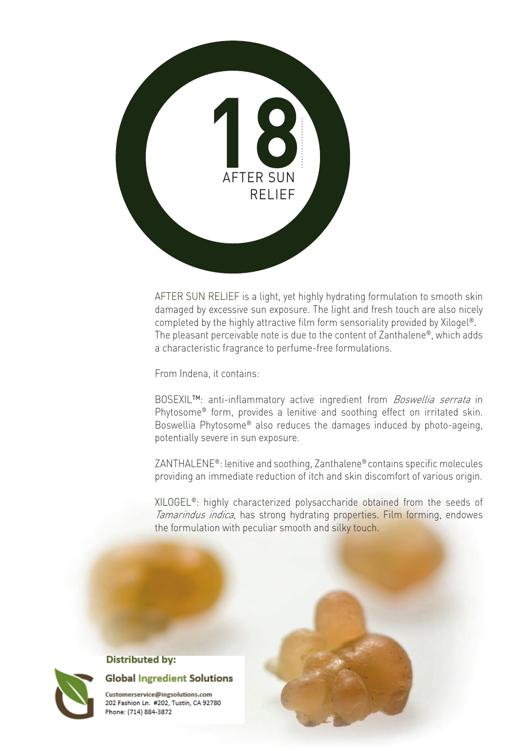# 18

## AFTER SUN RELIEF

AFTER SUN RELIEF is a light, yet highly hydrating formulation to smooth skin damaged by excessive sun exposure. The light and fresh touch are also nicely completed by the highly attractive film form sensoriality provided by Xilogel®. The pleasant perceivable note is due to the content of Zanthalene®, which adds a characteristic fragrance to perfume-free formulations.

From Indena, it contains:

BOSEXIL™: anti-inflammatory active ingredient from *Boswellia serrata* in Phytosome® form, provides a lenitive and soothing effect on irritated skin. Boswellia Phytosome® also reduces the damages induced by photo-ageing, potentially severe in sun exposure.

ZANTHALENE®: lenitive and soothing, Zanthalene® contains specific molecules providing an immediate reduction of itch and skin discomfort of various origin.

XILOGEL®: highly characterized polysaccharide obtained from the seeds of *Tamarindus indica*, has strong hydrating properties. Film forming, endowes the formulation with peculiar smooth and silky touch.

**Distributed by:**

**Global Ingredient Solutions**

Customerservice@ingsolutions.com
202 Fashion Ln. #202, Tustin, CA 92780
Phone: (714) 884-3872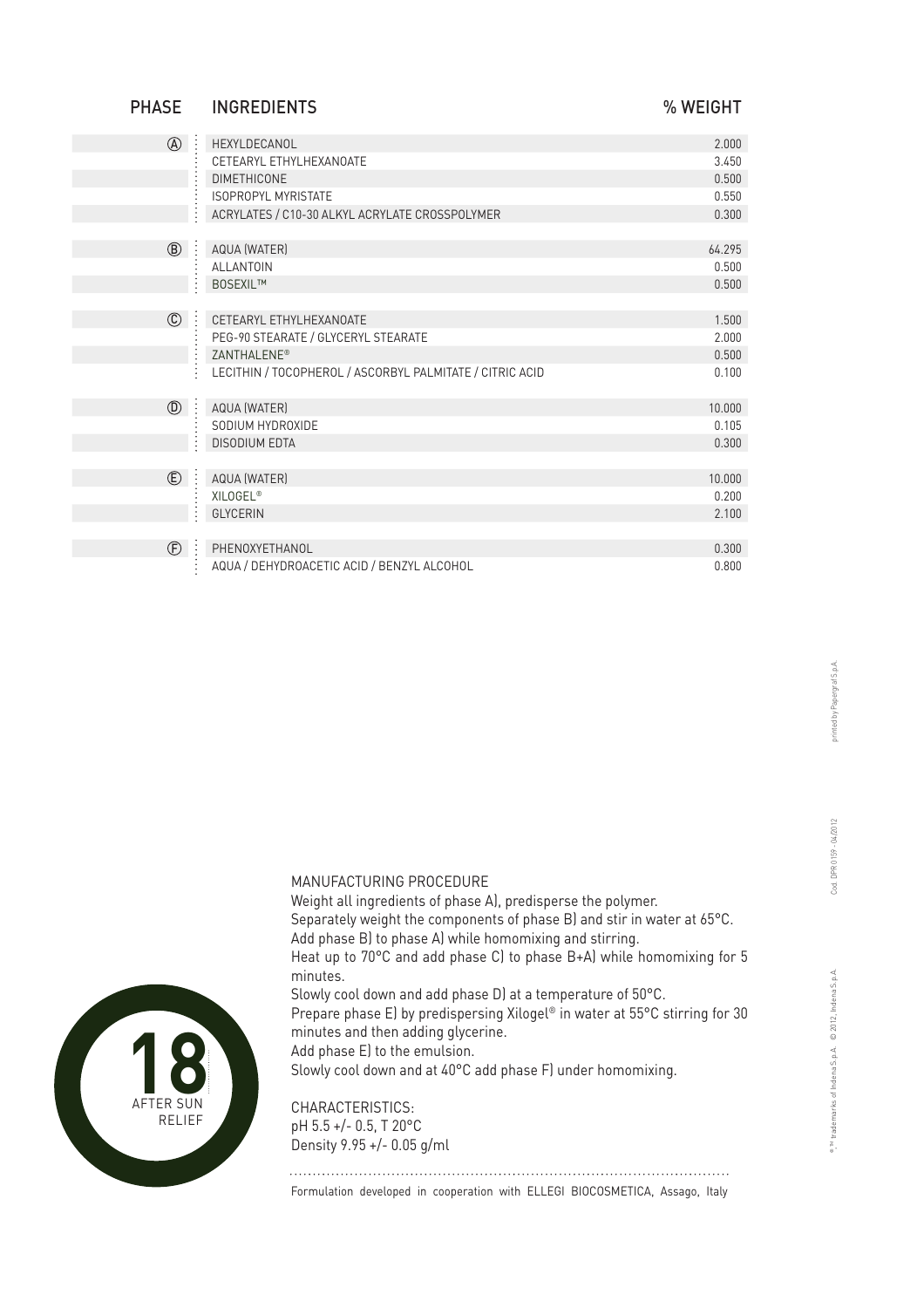| PHASE | INGREDIENTS | % WEIGHT |
| --- | --- | --- |
| Ⓐ | HEXYLDECANOL | 2.000 |
| | CETEARYL ETHYLHEXANOATE | 3.450 |
| | DIMETHICONE | 0.500 |
| | ISOPROPYL MYRISTATE | 0.550 |
| | ACRYLATES / C10-30 ALKYL ACRYLATE CROSSPOLYMER | 0.300 |
| Ⓑ | AQUA (WATER) | 64.295 |
| | ALLANTOIN | 0.500 |
| | BOSEXIL™ | 0.500 |
| Ⓒ | CETEARYL ETHYLHEXANOATE | 1.500 |
| | PEG-90 STEARATE / GLYCERYL STEARATE | 2.000 |
| | ZANTHALENE® | 0.500 |
| | LECITHIN / TOCOPHEROL / ASCORBYL PALMITATE / CITRIC ACID | 0.100 |
| Ⓓ | AQUA (WATER) | 10.000 |
| | SODIUM HYDROXIDE | 0.105 |
| | DISODIUM EDTA | 0.300 |
| Ⓔ | AQUA (WATER) | 10.000 |
| | XILOGEL® | 0.200 |
| | GLYCERIN | 2.100 |
| Ⓕ | PHENOXYETHANOL | 0.300 |
| | AQUA / DEHYDROACETIC ACID / BENZYL ALCOHOL | 0.800 |

18
AFTER SUN RELIEF

MANUFACTURING PROCEDURE

Weight all ingredients of phase A), predisperse the polymer.
Separately weight the components of phase B) and stir in water at 65°C.
Add phase B) to phase A) while homomixing and stirring.
Heat up to 70°C and add phase C) to phase B+A) while homomixing for 5 minutes.
Slowly cool down and add phase D) at a temperature of 50°C.
Prepare phase E) by predispersing Xilogel® in water at 55°C stirring for 30 minutes and then adding glycerine.
Add phase E) to the emulsion.
Slowly cool down and at 40°C add phase F) under homomixing.

CHARACTERISTICS:
pH 5.5 +/- 0.5, T 20°C
Density 9.95 +/- 0.05 g/ml

Formulation developed in cooperation with ELLEGI BIOCOSMETICA, Assago, Italy

®, ™ trademarks of Indena S.p.A. © 2012, Indena S.p.A. Cod. DPR 0159 - 04/2012 printed by Papergraf S.p.A.